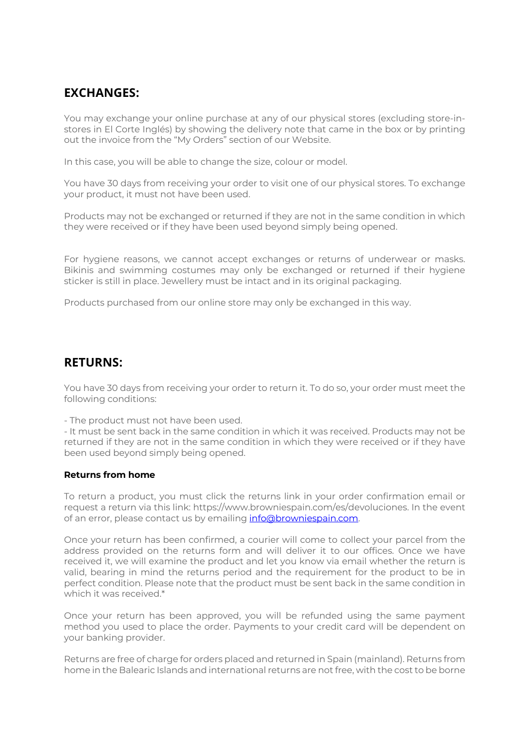## EXCHANGES:

You may exchange your online purchase at any of our physical stores (excluding store-in-stores in El Corte Inglés) by showing the delivery note that came in the box or by printing out the invoice from the "My Orders" section of our Website.

In this case, you will be able to change the size, colour or model.

You have 30 days from receiving your order to visit one of our physical stores. To exchange your product, it must not have been used.

Products may not be exchanged or returned if they are not in the same condition in which they were received or if they have been used beyond simply being opened.

For hygiene reasons, we cannot accept exchanges or returns of underwear or masks. Bikinis and swimming costumes may only be exchanged or returned if their hygiene sticker is still in place. Jewellery must be intact and in its original packaging.

Products purchased from our online store may only be exchanged in this way.

## RETURNS:

You have 30 days from receiving your order to return it. To do so, your order must meet the following conditions:

- The product must not have been used.
- It must be sent back in the same condition in which it was received. Products may not be returned if they are not in the same condition in which they were received or if they have been used beyond simply being opened.

**Returns from home**

To return a product, you must click the returns link in your order confirmation email or request a return via this link: https://www.browniespain.com/es/devoluciones. In the event of an error, please contact us by emailing info@browniespain.com.

Once your return has been confirmed, a courier will come to collect your parcel from the address provided on the returns form and will deliver it to our offices. Once we have received it, we will examine the product and let you know via email whether the return is valid, bearing in mind the returns period and the requirement for the product to be in perfect condition. Please note that the product must be sent back in the same condition in which it was received.*

Once your return has been approved, you will be refunded using the same payment method you used to place the order. Payments to your credit card will be dependent on your banking provider.

Returns are free of charge for orders placed and returned in Spain (mainland). Returns from home in the Balearic Islands and international returns are not free, with the cost to be borne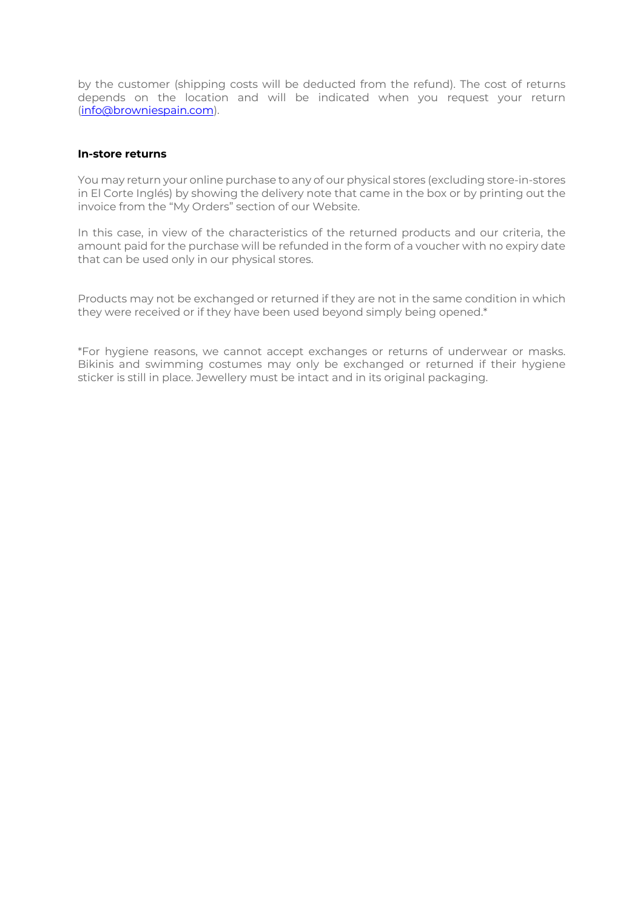by the customer (shipping costs will be deducted from the refund). The cost of returns depends on the location and will be indicated when you request your return ([info@browniespain.com](mailto:info@browniespain.com)).

**In-store returns**

You may return your online purchase to any of our physical stores (excluding store-in-stores in El Corte Inglés) by showing the delivery note that came in the box or by printing out the invoice from the "My Orders" section of our Website.

In this case, in view of the characteristics of the returned products and our criteria, the amount paid for the purchase will be refunded in the form of a voucher with no expiry date that can be used only in our physical stores.

Products may not be exchanged or returned if they are not in the same condition in which they were received or if they have been used beyond simply being opened.*

*For hygiene reasons, we cannot accept exchanges or returns of underwear or masks. Bikinis and swimming costumes may only be exchanged or returned if their hygiene sticker is still in place. Jewellery must be intact and in its original packaging.